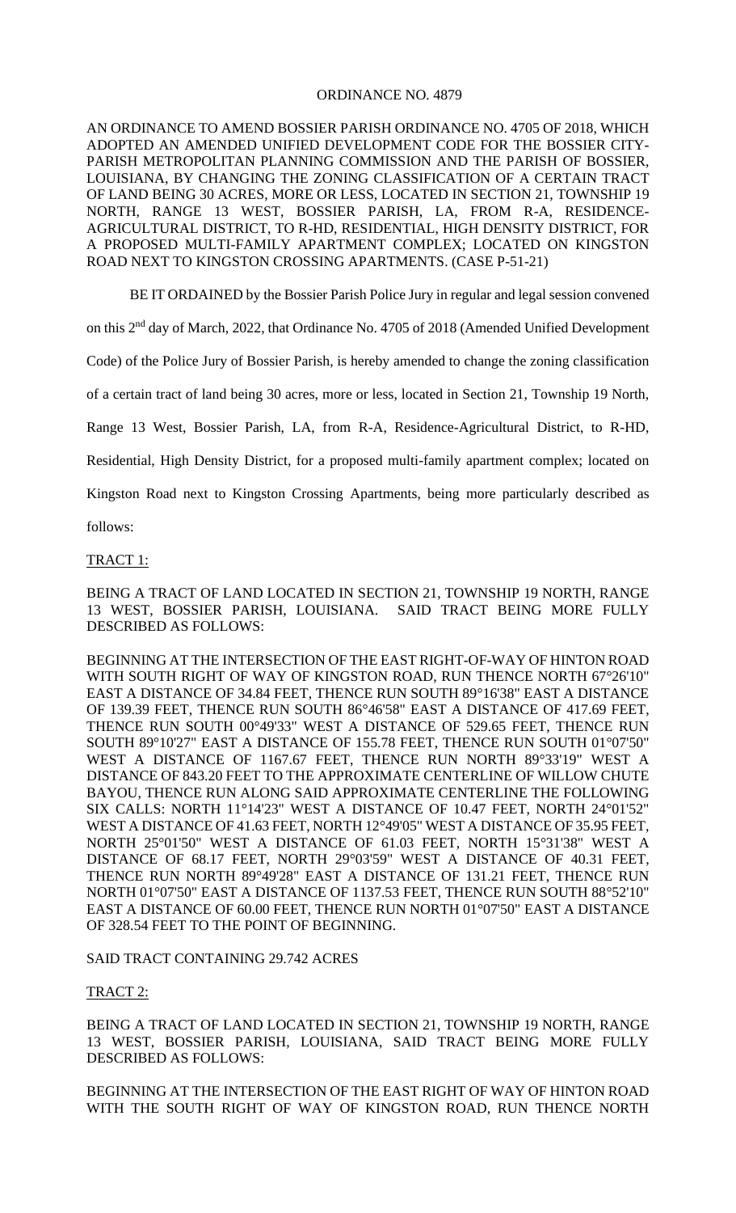# ORDINANCE NO. 4879

AN ORDINANCE TO AMEND BOSSIER PARISH ORDINANCE NO. 4705 OF 2018, WHICH ADOPTED AN AMENDED UNIFIED DEVELOPMENT CODE FOR THE BOSSIER CITY-PARISH METROPOLITAN PLANNING COMMISSION AND THE PARISH OF BOSSIER, LOUISIANA, BY CHANGING THE ZONING CLASSIFICATION OF A CERTAIN TRACT OF LAND BEING 30 ACRES, MORE OR LESS, LOCATED IN SECTION 21, TOWNSHIP 19 NORTH, RANGE 13 WEST, BOSSIER PARISH, LA, FROM R-A, RESIDENCE-AGRICULTURAL DISTRICT, TO R-HD, RESIDENTIAL, HIGH DENSITY DISTRICT, FOR A PROPOSED MULTI-FAMILY APARTMENT COMPLEX; LOCATED ON KINGSTON ROAD NEXT TO KINGSTON CROSSING APARTMENTS. (CASE P-51-21)

BE IT ORDAINED by the Bossier Parish Police Jury in regular and legal session convened on this 2nd day of March, 2022, that Ordinance No. 4705 of 2018 (Amended Unified Development Code) of the Police Jury of Bossier Parish, is hereby amended to change the zoning classification of a certain tract of land being 30 acres, more or less, located in Section 21, Township 19 North, Range 13 West, Bossier Parish, LA, from R-A, Residence-Agricultural District, to R-HD, Residential, High Density District, for a proposed multi-family apartment complex; located on Kingston Road next to Kingston Crossing Apartments, being more particularly described as follows:

TRACT 1:

BEING A TRACT OF LAND LOCATED IN SECTION 21, TOWNSHIP 19 NORTH, RANGE 13 WEST, BOSSIER PARISH, LOUISIANA. SAID TRACT BEING MORE FULLY DESCRIBED AS FOLLOWS:

BEGINNING AT THE INTERSECTION OF THE EAST RIGHT-OF-WAY OF HINTON ROAD WITH SOUTH RIGHT OF WAY OF KINGSTON ROAD, RUN THENCE NORTH 67°26'10" EAST A DISTANCE OF 34.84 FEET, THENCE RUN SOUTH 89°16'38" EAST A DISTANCE OF 139.39 FEET, THENCE RUN SOUTH 86°46'58" EAST A DISTANCE OF 417.69 FEET, THENCE RUN SOUTH 00°49'33" WEST A DISTANCE OF 529.65 FEET, THENCE RUN SOUTH 89°10'27" EAST A DISTANCE OF 155.78 FEET, THENCE RUN SOUTH 01°07'50" WEST A DISTANCE OF 1167.67 FEET, THENCE RUN NORTH 89°33'19" WEST A DISTANCE OF 843.20 FEET TO THE APPROXIMATE CENTERLINE OF WILLOW CHUTE BAYOU, THENCE RUN ALONG SAID APPROXIMATE CENTERLINE THE FOLLOWING SIX CALLS: NORTH 11°14'23" WEST A DISTANCE OF 10.47 FEET, NORTH 24°01'52" WEST A DISTANCE OF 41.63 FEET, NORTH 12°49'05" WEST A DISTANCE OF 35.95 FEET, NORTH 25°01'50" WEST A DISTANCE OF 61.03 FEET, NORTH 15°31'38" WEST A DISTANCE OF 68.17 FEET, NORTH 29°03'59" WEST A DISTANCE OF 40.31 FEET, THENCE RUN NORTH 89°49'28" EAST A DISTANCE OF 131.21 FEET, THENCE RUN NORTH 01°07'50" EAST A DISTANCE OF 1137.53 FEET, THENCE RUN SOUTH 88°52'10" EAST A DISTANCE OF 60.00 FEET, THENCE RUN NORTH 01°07'50" EAST A DISTANCE OF 328.54 FEET TO THE POINT OF BEGINNING.

SAID TRACT CONTAINING 29.742 ACRES

TRACT 2:

BEING A TRACT OF LAND LOCATED IN SECTION 21, TOWNSHIP 19 NORTH, RANGE 13 WEST, BOSSIER PARISH, LOUISIANA, SAID TRACT BEING MORE FULLY DESCRIBED AS FOLLOWS:

BEGINNING AT THE INTERSECTION OF THE EAST RIGHT OF WAY OF HINTON ROAD WITH THE SOUTH RIGHT OF WAY OF KINGSTON ROAD, RUN THENCE NORTH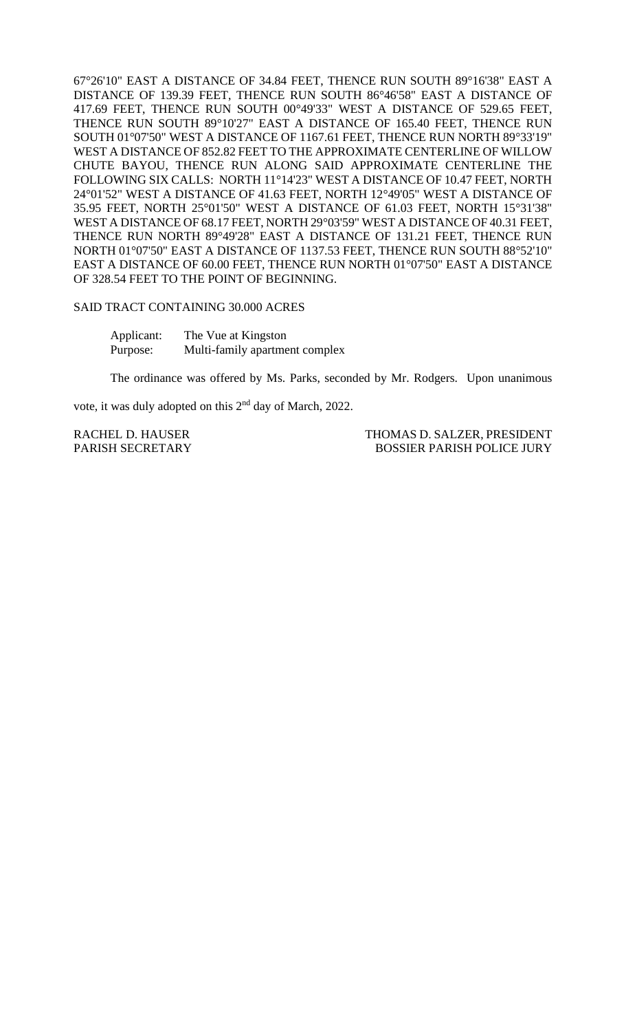67°26'10" EAST A DISTANCE OF 34.84 FEET, THENCE RUN SOUTH 89°16'38" EAST A DISTANCE OF 139.39 FEET, THENCE RUN SOUTH 86°46'58" EAST A DISTANCE OF 417.69 FEET, THENCE RUN SOUTH 00°49'33" WEST A DISTANCE OF 529.65 FEET, THENCE RUN SOUTH 89°10'27" EAST A DISTANCE OF 165.40 FEET, THENCE RUN SOUTH 01°07'50" WEST A DISTANCE OF 1167.61 FEET, THENCE RUN NORTH 89°33'19" WEST A DISTANCE OF 852.82 FEET TO THE APPROXIMATE CENTERLINE OF WILLOW CHUTE BAYOU, THENCE RUN ALONG SAID APPROXIMATE CENTERLINE THE FOLLOWING SIX CALLS: NORTH 11°14'23" WEST A DISTANCE OF 10.47 FEET, NORTH 24°01'52" WEST A DISTANCE OF 41.63 FEET, NORTH 12°49'05" WEST A DISTANCE OF 35.95 FEET, NORTH 25°01'50" WEST A DISTANCE OF 61.03 FEET, NORTH 15°31'38" WEST A DISTANCE OF 68.17 FEET, NORTH 29°03'59" WEST A DISTANCE OF 40.31 FEET, THENCE RUN NORTH 89°49'28" EAST A DISTANCE OF 131.21 FEET, THENCE RUN NORTH 01°07'50" EAST A DISTANCE OF 1137.53 FEET, THENCE RUN SOUTH 88°52'10" EAST A DISTANCE OF 60.00 FEET, THENCE RUN NORTH 01°07'50" EAST A DISTANCE OF 328.54 FEET TO THE POINT OF BEGINNING.

SAID TRACT CONTAINING 30.000 ACRES

Applicant: The Vue at Kingston
Purpose: Multi-family apartment complex

The ordinance was offered by Ms. Parks, seconded by Mr. Rodgers. Upon unanimous vote, it was duly adopted on this 2nd day of March, 2022.

RACHEL D. HAUSER
PARISH SECRETARY

THOMAS D. SALZER, PRESIDENT
BOSSIER PARISH POLICE JURY